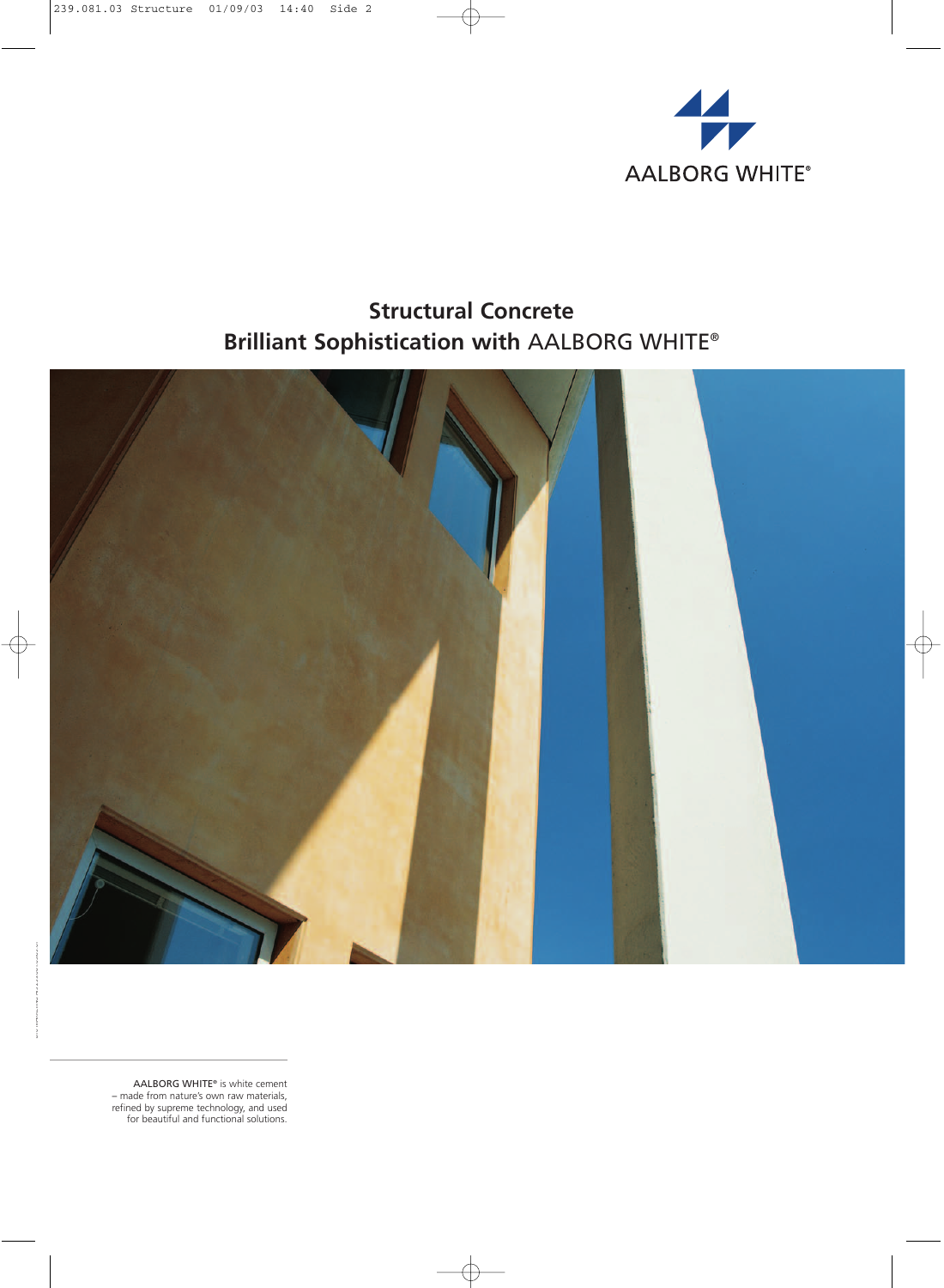AALBORG WHITE®

# Structural Concrete
# Brilliant Sophistication with AALBORG WHITE®

AALBORG WHITE® is white cement – made from nature's own raw materials, refined by supreme technology, and used for beautiful and functional solutions.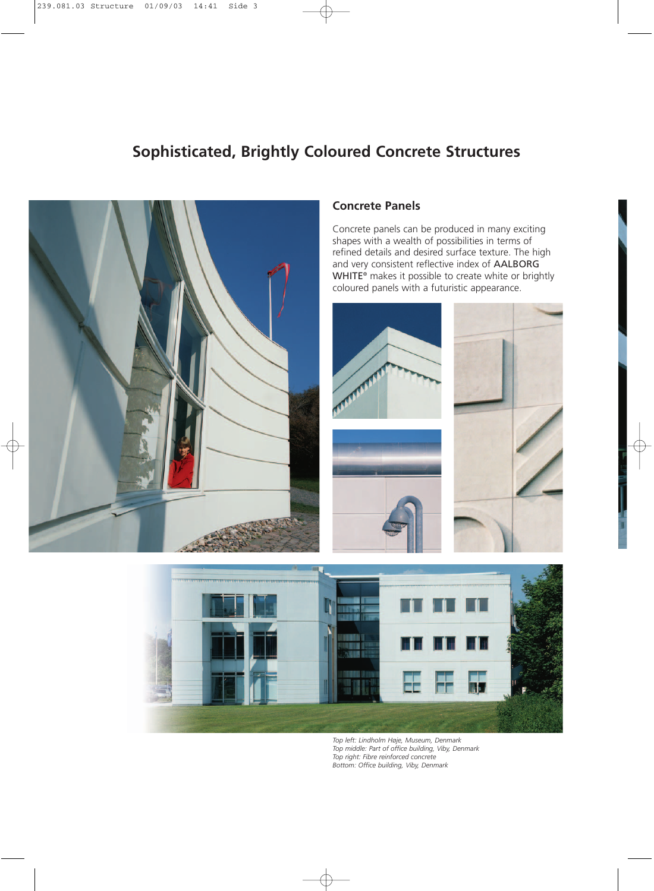# Sophisticated, Brightly Coloured Concrete Structures

## Concrete Panels

Concrete panels can be produced in many exciting shapes with a wealth of possibilities in terms of refined details and desired surface texture. The high and very consistent reflective index of AALBORG WHITE® makes it possible to create white or brightly coloured panels with a futuristic appearance.

*Top left: Lindholm Høje, Museum, Denmark*
*Top middle: Part of office building, Viby, Denmark*
*Top right: Fibre reinforced concrete*
*Bottom: Office building, Viby, Denmark*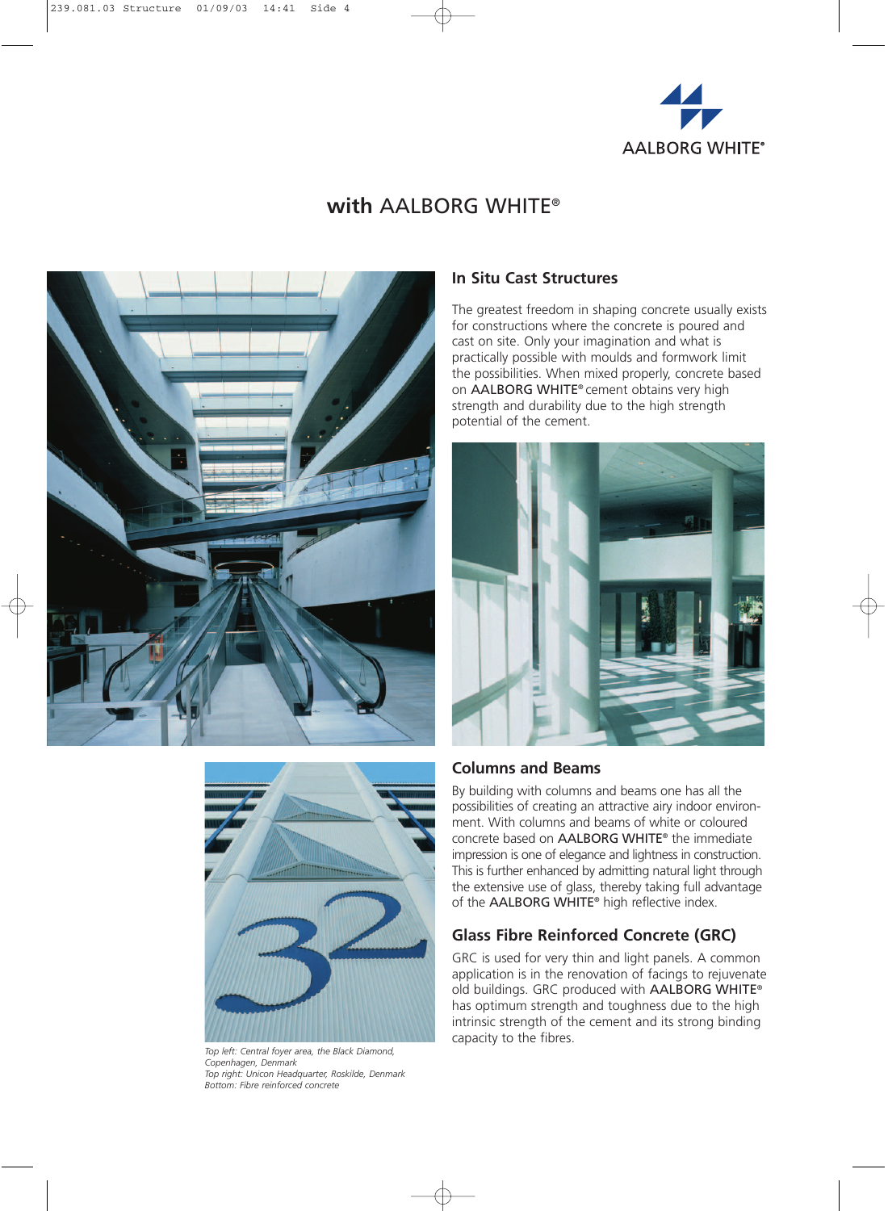AALBORG WHITE®

# with AALBORG WHITE®

## In Situ Cast Structures

The greatest freedom in shaping concrete usually exists for constructions where the concrete is poured and cast on site. Only your imagination and what is practically possible with moulds and formwork limit the possibilities. When mixed properly, concrete based on AALBORG WHITE® cement obtains very high strength and durability due to the high strength potential of the cement.

## Columns and Beams

By building with columns and beams one has all the possibilities of creating an attractive airy indoor environment. With columns and beams of white or coloured concrete based on AALBORG WHITE® the immediate impression is one of elegance and lightness in construction. This is further enhanced by admitting natural light through the extensive use of glass, thereby taking full advantage of the AALBORG WHITE® high reflective index.

## Glass Fibre Reinforced Concrete (GRC)

GRC is used for very thin and light panels. A common application is in the renovation of facings to rejuvenate old buildings. GRC produced with AALBORG WHITE® has optimum strength and toughness due to the high intrinsic strength of the cement and its strong binding capacity to the fibres.

*Top left: Central foyer area, the Black Diamond, Copenhagen, Denmark*
*Top right: Unicon Headquarter, Roskilde, Denmark*
*Bottom: Fibre reinforced concrete*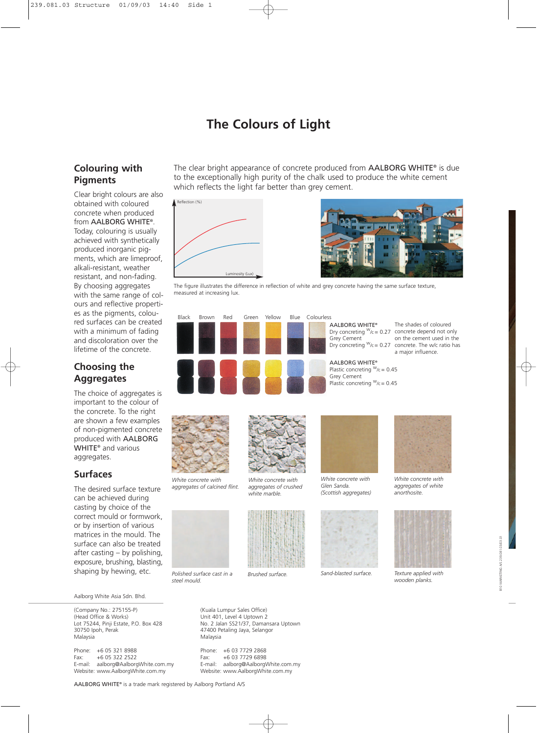# The Colours of Light

## Colouring with Pigments

Clear bright colours are also obtained with coloured concrete when produced from AALBORG WHITE®. Today, colouring is usually achieved with synthetically produced inorganic pigments, which are limeproof, alkali-resistant, weather resistant, and non-fading. By choosing aggregates with the same range of colours and reflective properties as the pigments, coloured surfaces can be created with a minimum of fading and discoloration over the lifetime of the concrete.

## Choosing the Aggregates

The choice of aggregates is important to the colour of the concrete. To the right are shown a few examples of non-pigmented concrete produced with AALBORG WHITE® and various aggregates.

## Surfaces

The desired surface texture can be achieved during casting by choice of the correct mould or formwork, or by insertion of various matrices in the mould. The surface can also be treated after casting – by polishing, exposure, brushing, blasting, shaping by hewing, etc.

The clear bright appearance of concrete produced from AALBORG WHITE® is due to the exceptionally high purity of the chalk used to produce the white cement which reflects the light far better than grey cement.

Reflection (%)

Luminosity (Lux)

The figure illustrates the difference in reflection of white and grey concrete having the same surface texture, measured at increasing lux.

Black Brown Red Green Yellow Blue Colourless

AALBORG WHITE®
Dry concreting $^{W}/_{C} = 0.27$
Grey Cement
Dry concreting $^{W}/_{C} = 0.27$

The shades of coloured concrete depend not only on the cement used in the concrete. The w/c ratio has a major influence.

AALBORG WHITE®
Plastic concreting $^{W}/_{C} = 0.45$
Grey Cement
Plastic concreting $^{W}/_{C} = 0.45$

*White concrete with aggregates of calcined flint.*

*White concrete with aggregates of crushed white marble.*

*White concrete with Glen Sanda. (Scottish aggregates)*

*White concrete with aggregates of white anorthosite.*

*Polished surface cast in a steel mould.*

*Brushed surface.*

*Sand-blasted surface.*

*Texture applied with wooden planks.*

Aalborg White Asia Sdn. Bhd.

(Company No.: 275155-P)
(Head Office & Works)
Lot 75244, Pinji Estate, P.O. Box 428
30750 Ipoh, Perak
Malaysia

Phone: +6 05 321 8988
Fax: +6 05 322 2522
E-mail: aalborg@AalborgWhite.com.my
Website: www.AalborgWhite.com.my

(Kuala Lumpur Sales Office)
Unit 401, Level 4 Uptown 2
No. 2 Jalan SS21/37, Damansara Uptown
47400 Petaling Jaya, Selangor
Malaysia

Phone: +6 03 7729 2868
Fax: +6 03 7729 6898
E-mail: aalborg@AalborgWhite.com.my
Website: www.AalborgWhite.com.my

AALBORG WHITE® is a trade mark registered by Aalborg Portland A/S